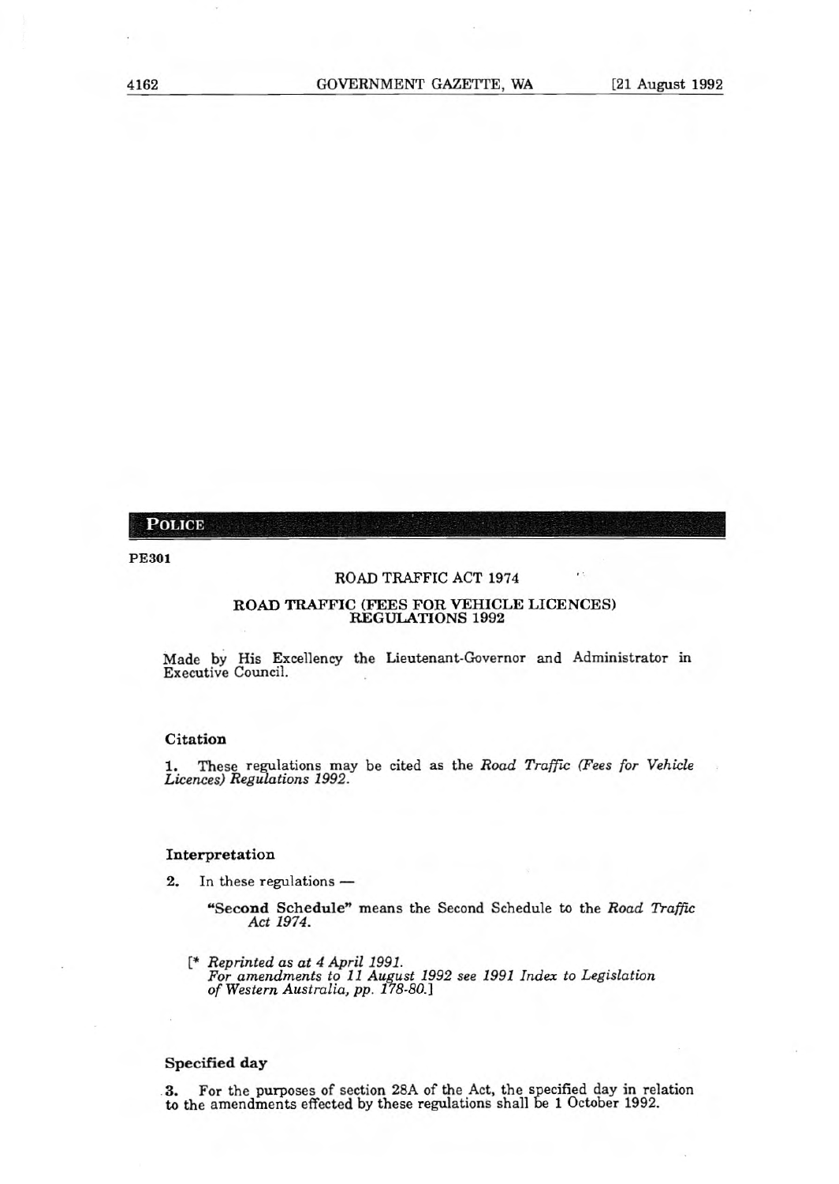## POLICE

**PE301**

ROAD TRAFFIC ACT 1974

**ROAD TRAFFIC (FEES FOR VEHICLE LICENCES) REGULATIONS 1992**

Made by His Excellency the Lieutenant-Governor and Administrator in Executive Council.

### Citation

**1.** These regulations may be cited as the *Road Traffic (Fees for Vehicle Licences) Regulations 1992*.

### Interpretation

**2.** In these regulations —

> **"Second Schedule"** means the Second Schedule to the *Road Traffic Act 1974*.
>
> [* *Reprinted as at 4 April 1991.*
> *For amendments to 11 August 1992 see 1991 Index to Legislation of Western Australia, pp. 178-80.*]

### Specified day

**3.** For the purposes of section 28A of the Act, the specified day in relation to the amendments effected by these regulations shall be 1 October 1992.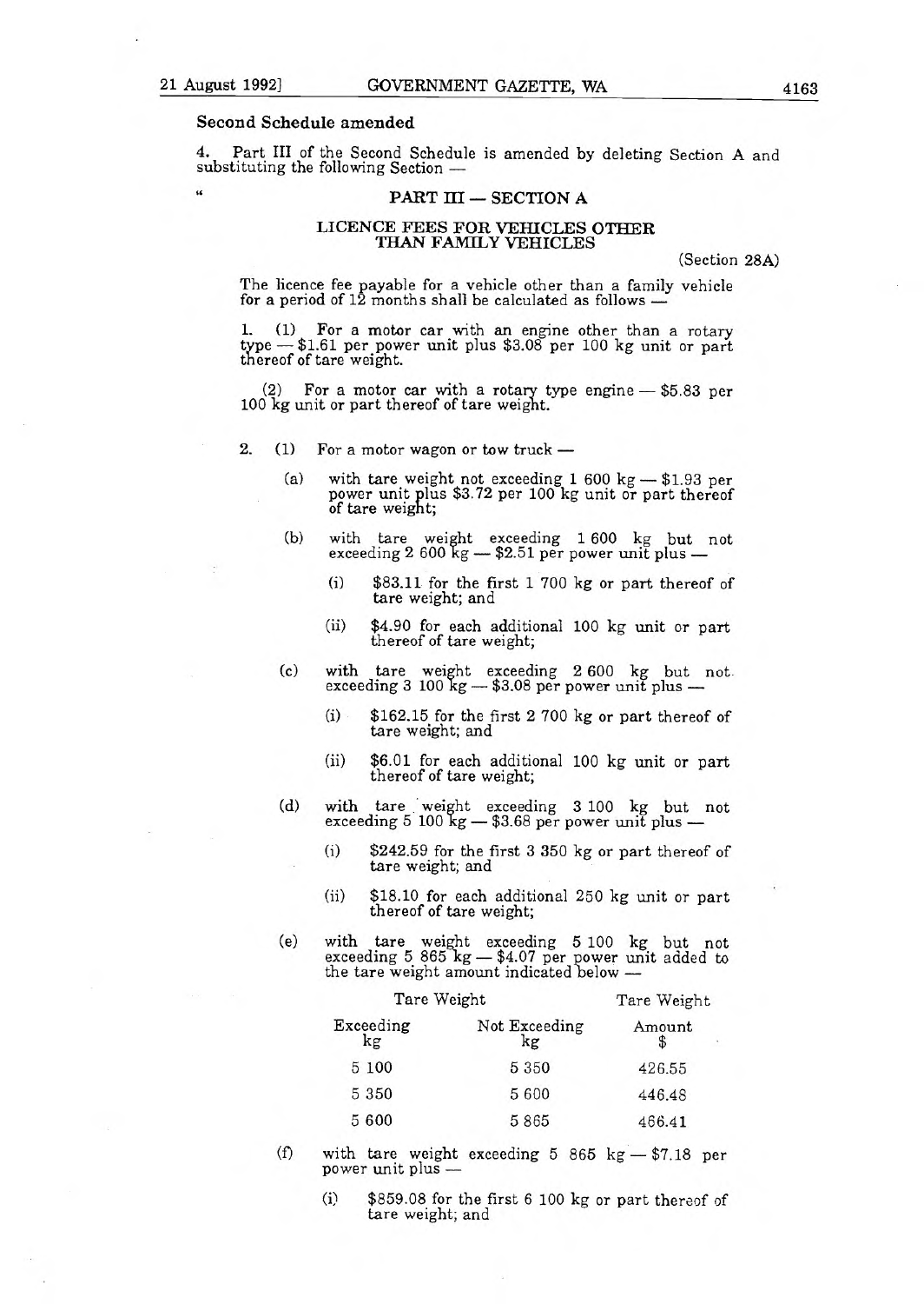**Second Schedule amended**

4. Part III of the Second Schedule is amended by deleting Section A and substituting the following Section —

"

### PART III — SECTION A

#### LICENCE FEES FOR VEHICLES OTHER THAN FAMILY VEHICLES

(Section 28A)

The licence fee payable for a vehicle other than a family vehicle for a period of 12 months shall be calculated as follows —

1. (1) For a motor car with an engine other than a rotary type — $1.61 per power unit plus $3.08 per 100 kg unit or part thereof of tare weight.

(2) For a motor car with a rotary type engine — $5.83 per 100 kg unit or part thereof of tare weight.

2. (1) For a motor wagon or tow truck —

(a) with tare weight not exceeding 1 600 kg — $1.93 per power unit plus $3.72 per 100 kg unit or part thereof of tare weight;

(b) with tare weight exceeding 1 600 kg but not exceeding 2 600 kg — $2.51 per power unit plus —

(i) $83.11 for the first 1 700 kg or part thereof of tare weight; and

(ii) $4.90 for each additional 100 kg unit or part thereof of tare weight;

(c) with tare weight exceeding 2 600 kg but not exceeding 3 100 kg — $3.08 per power unit plus —

(i) $162.15 for the first 2 700 kg or part thereof of tare weight; and

(ii) $6.01 for each additional 100 kg unit or part thereof of tare weight;

(d) with tare weight exceeding 3 100 kg but not exceeding 5 100 kg — $3.68 per power unit plus —

(i) $242.59 for the first 3 350 kg or part thereof of tare weight; and

(ii) $18.10 for each additional 250 kg unit or part thereof of tare weight;

(e) with tare weight exceeding 5 100 kg but not exceeding 5 865 kg — $4.07 per power unit added to the tare weight amount indicated below —

| Tare Weight | | Tare Weight |
|---|---|---|
| Exceeding kg | Not Exceeding kg | Amount $ |
| 5 100 | 5 350 | 426.55 |
| 5 350 | 5 600 | 446.48 |
| 5 600 | 5 865 | 466.41 |

(f) with tare weight exceeding 5 865 kg — $7.18 per power unit plus —

(i) $859.08 for the first 6 100 kg or part thereof of tare weight; and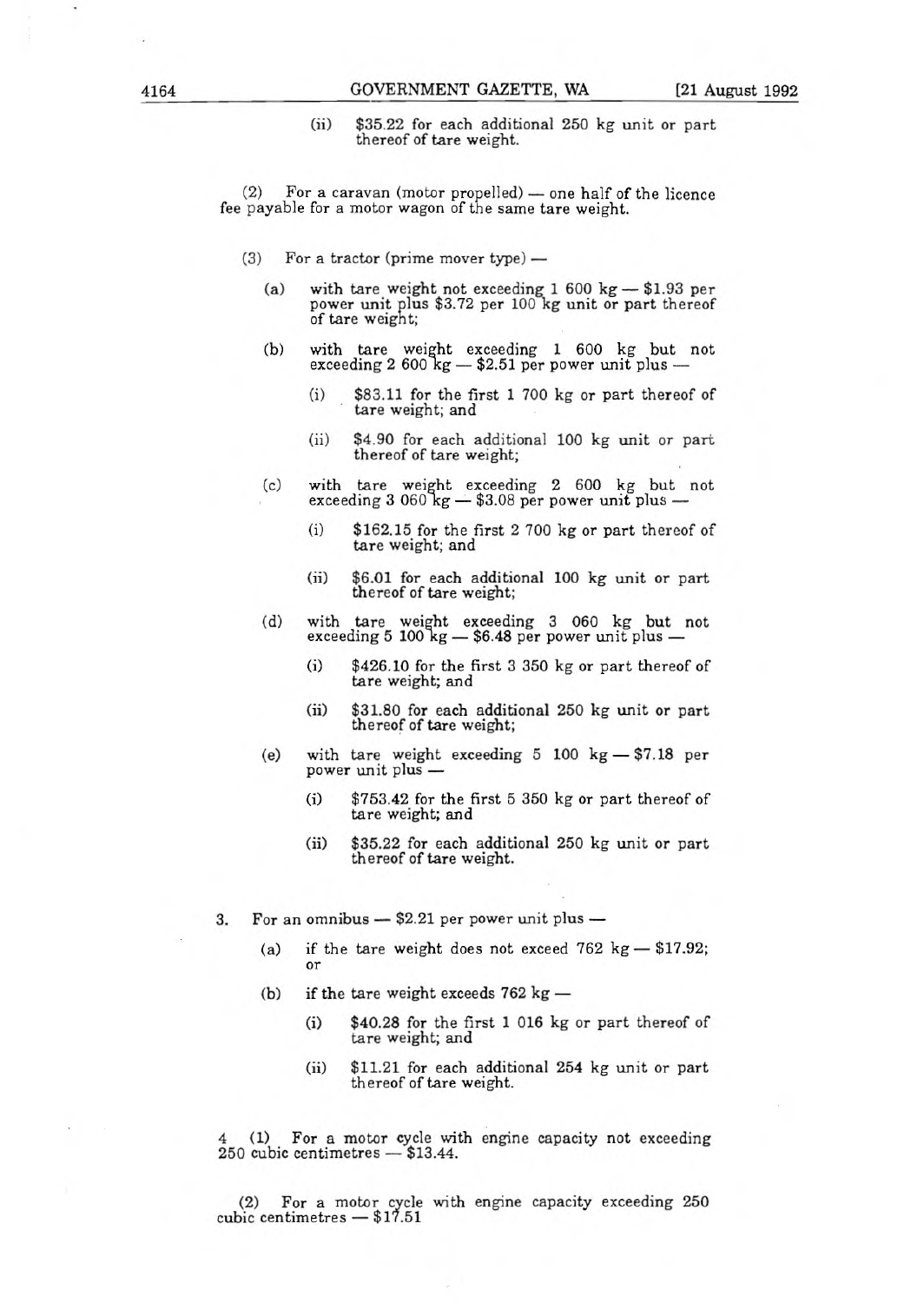(ii) $35.22 for each additional 250 kg unit or part thereof of tare weight.

(2) For a caravan (motor propelled) — one half of the licence fee payable for a motor wagon of the same tare weight.

(3) For a tractor (prime mover type) —

(a) with tare weight not exceeding 1 600 kg — $1.93 per power unit plus $3.72 per 100 kg unit or part thereof of tare weight;

(b) with tare weight exceeding 1 600 kg but not exceeding 2 600 kg — $2.51 per power unit plus —

(i) $83.11 for the first 1 700 kg or part thereof of tare weight; and

(ii) $4.90 for each additional 100 kg unit or part thereof of tare weight;

(c) with tare weight exceeding 2 600 kg but not exceeding 3 060 kg — $3.08 per power unit plus —

(i) $162.15 for the first 2 700 kg or part thereof of tare weight; and

(ii) $6.01 for each additional 100 kg unit or part thereof of tare weight;

(d) with tare weight exceeding 3 060 kg but not exceeding 5 100 kg — $6.48 per power unit plus —

(i) $426.10 for the first 3 350 kg or part thereof of tare weight; and

(ii) $31.80 for each additional 250 kg unit or part thereof of tare weight;

(e) with tare weight exceeding 5 100 kg — $7.18 per power unit plus —

(i) $753.42 for the first 5 350 kg or part thereof of tare weight; and

(ii) $35.22 for each additional 250 kg unit or part thereof of tare weight.

3. For an omnibus — $2.21 per power unit plus —

(a) if the tare weight does not exceed 762 kg — $17.92; or

(b) if the tare weight exceeds 762 kg —

(i) $40.28 for the first 1 016 kg or part thereof of tare weight; and

(ii) $11.21 for each additional 254 kg unit or part thereof of tare weight.

4 (1) For a motor cycle with engine capacity not exceeding 250 cubic centimetres — $13.44.

(2) For a motor cycle with engine capacity exceeding 250 cubic centimetres — $17.51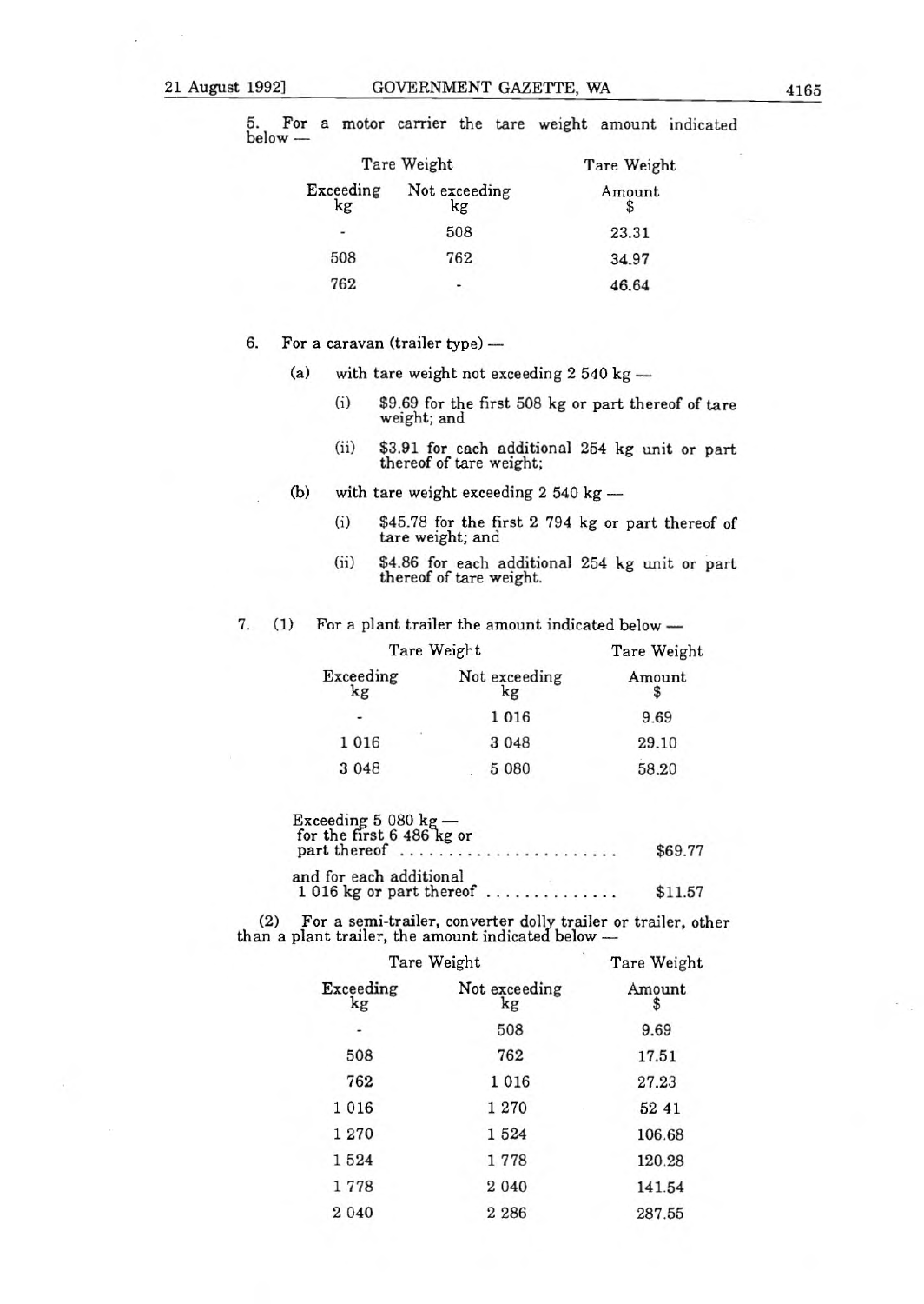5. For a motor carrier the tare weight amount indicated below —

| Tare Weight | | Tare Weight |
|---|---|---|
| Exceeding kg | Not exceeding kg | Amount $ |
| - | 508 | 23.31 |
| 508 | 762 | 34.97 |
| 762 | - | 46.64 |

6. For a caravan (trailer type) —

(a) with tare weight not exceeding 2 540 kg —

(i) $9.69 for the first 508 kg or part thereof of tare weight; and

(ii) $3.91 for each additional 254 kg unit or part thereof of tare weight;

(b) with tare weight exceeding 2 540 kg —

(i) $45.78 for the first 2 794 kg or part thereof of tare weight; and

(ii) $4.86 for each additional 254 kg unit or part thereof of tare weight.

7. (1) For a plant trailer the amount indicated below —

| Tare Weight | | Tare Weight |
|---|---|---|
| Exceeding kg | Not exceeding kg | Amount $ |
| - | 1 016 | 9.69 |
| 1 016 | 3 048 | 29.10 |
| 3 048 | 5 080 | 58.20 |

Exceeding 5 080 kg — for the first 6 486 kg or part thereof ........................ $69.77

and for each additional 1 016 kg or part thereof .............. $11.57

(2) For a semi-trailer, converter dolly trailer or trailer, other than a plant trailer, the amount indicated below —

| Tare Weight | | Tare Weight |
|---|---|---|
| Exceeding kg | Not exceeding kg | Amount $ |
| - | 508 | 9.69 |
| 508 | 762 | 17.51 |
| 762 | 1 016 | 27.23 |
| 1 016 | 1 270 | 52 41 |
| 1 270 | 1 524 | 106.68 |
| 1 524 | 1 778 | 120.28 |
| 1 778 | 2 040 | 141.54 |
| 2 040 | 2 286 | 287.55 |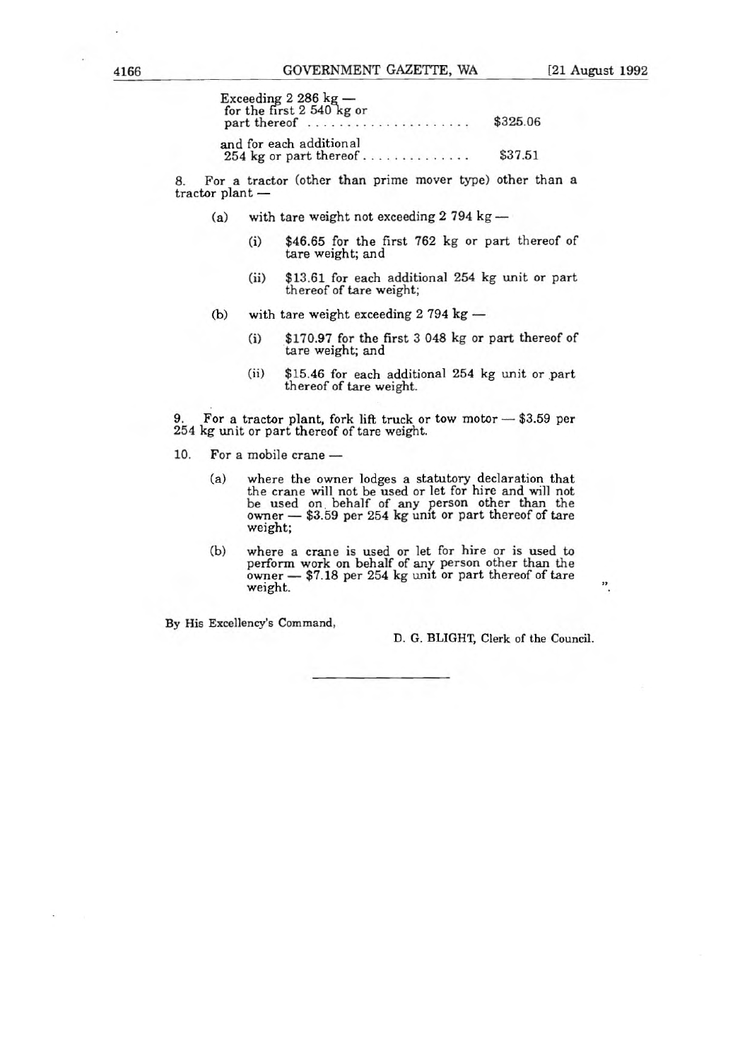Exceeding 2 286 kg —
for the first 2 540 kg or
part thereof ..................... $325.06

and for each additional
254 kg or part thereof ............. $37.51

8. For a tractor (other than prime mover type) other than a tractor plant —

(a) with tare weight not exceeding 2 794 kg —

(i) $46.65 for the first 762 kg or part thereof of tare weight; and

(ii) $13.61 for each additional 254 kg unit or part thereof of tare weight;

(b) with tare weight exceeding 2 794 kg —

(i) $170.97 for the first 3 048 kg or part thereof of tare weight; and

(ii) $15.46 for each additional 254 kg unit or part thereof of tare weight.

9. For a tractor plant, fork lift truck or tow motor — $3.59 per 254 kg unit or part thereof of tare weight.

10. For a mobile crane —

(a) where the owner lodges a statutory declaration that the crane will not be used or let for hire and will not be used on behalf of any person other than the owner — $3.59 per 254 kg unit or part thereof of tare weight;

(b) where a crane is used or let for hire or is used to perform work on behalf of any person other than the owner — $7.18 per 254 kg unit or part thereof of tare weight. ".

By His Excellency's Command,

D. G. BLIGHT, Clerk of the Council.